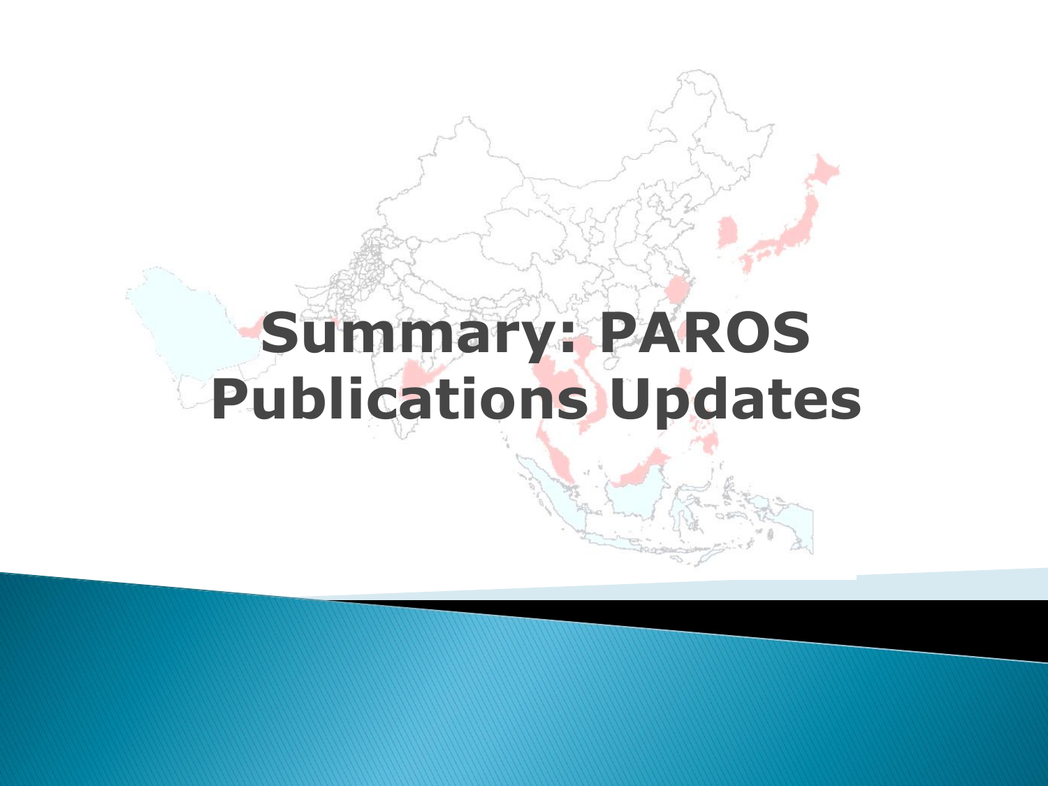# Summary: PAROS Publications Updates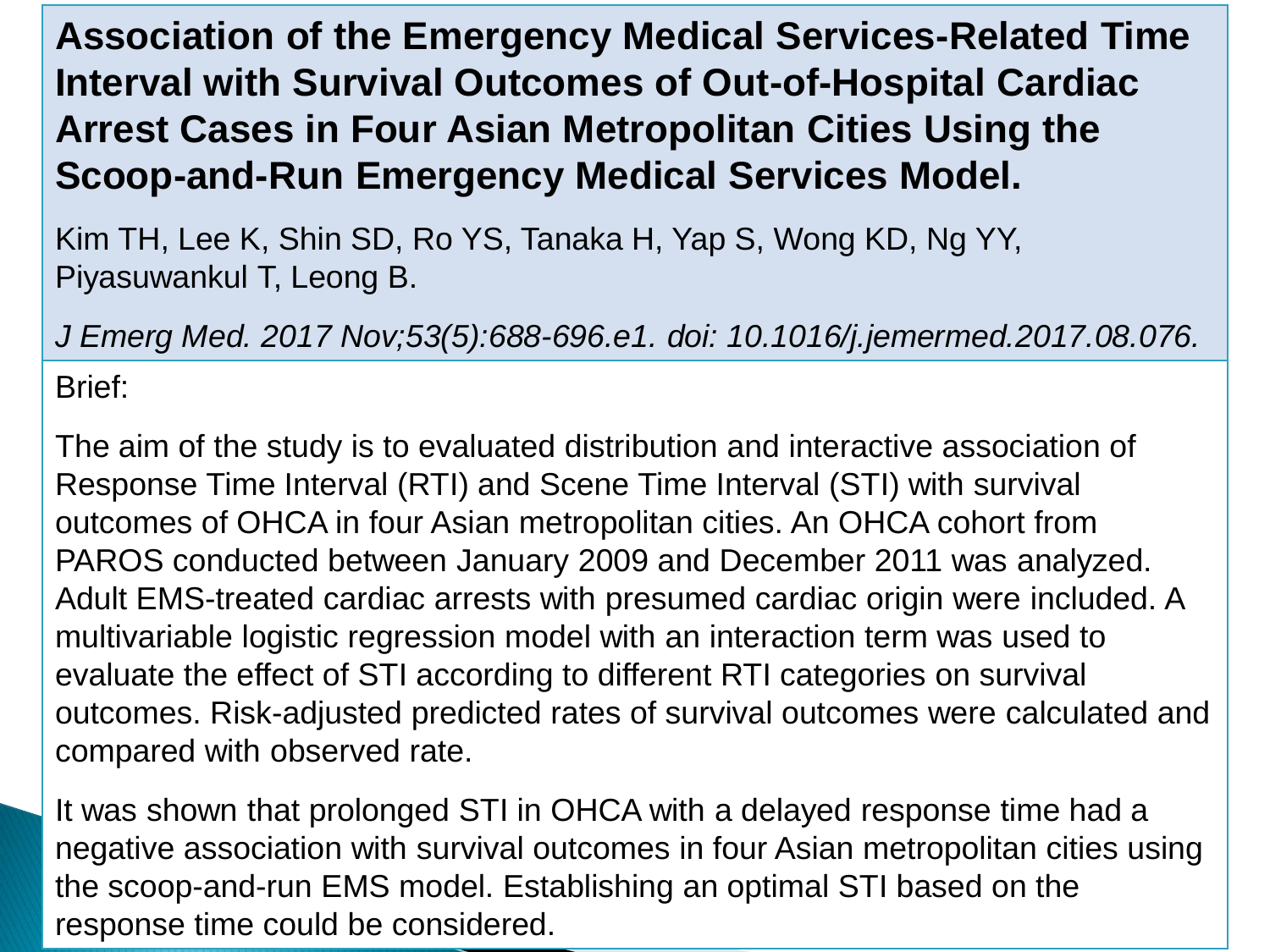# Association of the Emergency Medical Services-Related Time Interval with Survival Outcomes of Out-of-Hospital Cardiac Arrest Cases in Four Asian Metropolitan Cities Using the Scoop-and-Run Emergency Medical Services Model.

Kim TH, Lee K, Shin SD, Ro YS, Tanaka H, Yap S, Wong KD, Ng YY, Piyasuwankul T, Leong B.

*J Emerg Med. 2017 Nov;53(5):688-696.e1. doi: 10.1016/j.jemermed.2017.08.076.*

Brief:

The aim of the study is to evaluated distribution and interactive association of Response Time Interval (RTI) and Scene Time Interval (STI) with survival outcomes of OHCA in four Asian metropolitan cities. An OHCA cohort from PAROS conducted between January 2009 and December 2011 was analyzed. Adult EMS-treated cardiac arrests with presumed cardiac origin were included. A multivariable logistic regression model with an interaction term was used to evaluate the effect of STI according to different RTI categories on survival outcomes. Risk-adjusted predicted rates of survival outcomes were calculated and compared with observed rate.

It was shown that prolonged STI in OHCA with a delayed response time had a negative association with survival outcomes in four Asian metropolitan cities using the scoop-and-run EMS model. Establishing an optimal STI based on the response time could be considered.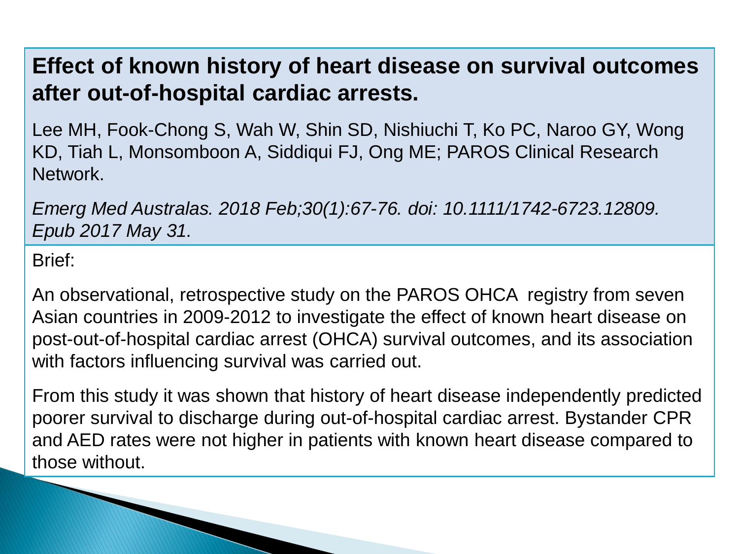## Effect of known history of heart disease on survival outcomes after out-of-hospital cardiac arrests.

Lee MH, Fook-Chong S, Wah W, Shin SD, Nishiuchi T, Ko PC, Naroo GY, Wong KD, Tiah L, Monsomboon A, Siddiqui FJ, Ong ME; PAROS Clinical Research Network.

*Emerg Med Australas. 2018 Feb;30(1):67-76. doi: 10.1111/1742-6723.12809. Epub 2017 May 31.*

Brief:

An observational, retrospective study on the PAROS OHCA registry from seven Asian countries in 2009-2012 to investigate the effect of known heart disease on post-out-of-hospital cardiac arrest (OHCA) survival outcomes, and its association with factors influencing survival was carried out.

From this study it was shown that history of heart disease independently predicted poorer survival to discharge during out-of-hospital cardiac arrest. Bystander CPR and AED rates were not higher in patients with known heart disease compared to those without.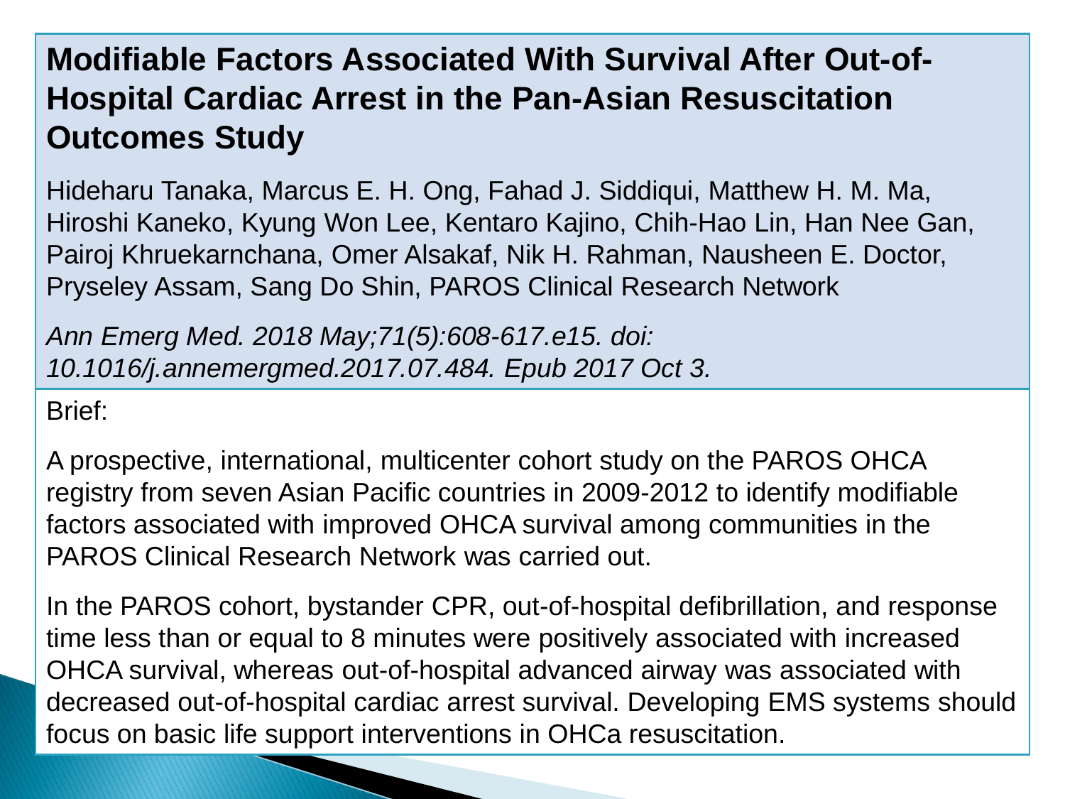# Modifiable Factors Associated With Survival After Out-of-Hospital Cardiac Arrest in the Pan-Asian Resuscitation Outcomes Study

Hideharu Tanaka, Marcus E. H. Ong, Fahad J. Siddiqui, Matthew H. M. Ma, Hiroshi Kaneko, Kyung Won Lee, Kentaro Kajino, Chih-Hao Lin, Han Nee Gan, Pairoj Khruekarnchana, Omer Alsakaf, Nik H. Rahman, Nausheen E. Doctor, Pryseley Assam, Sang Do Shin, PAROS Clinical Research Network

*Ann Emerg Med. 2018 May;71(5):608-617.e15. doi: 10.1016/j.annemergmed.2017.07.484. Epub 2017 Oct 3.*

Brief:

A prospective, international, multicenter cohort study on the PAROS OHCA registry from seven Asian Pacific countries in 2009-2012 to identify modifiable factors associated with improved OHCA survival among communities in the PAROS Clinical Research Network was carried out.

In the PAROS cohort, bystander CPR, out-of-hospital defibrillation, and response time less than or equal to 8 minutes were positively associated with increased OHCA survival, whereas out-of-hospital advanced airway was associated with decreased out-of-hospital cardiac arrest survival. Developing EMS systems should focus on basic life support interventions in OHCa resuscitation.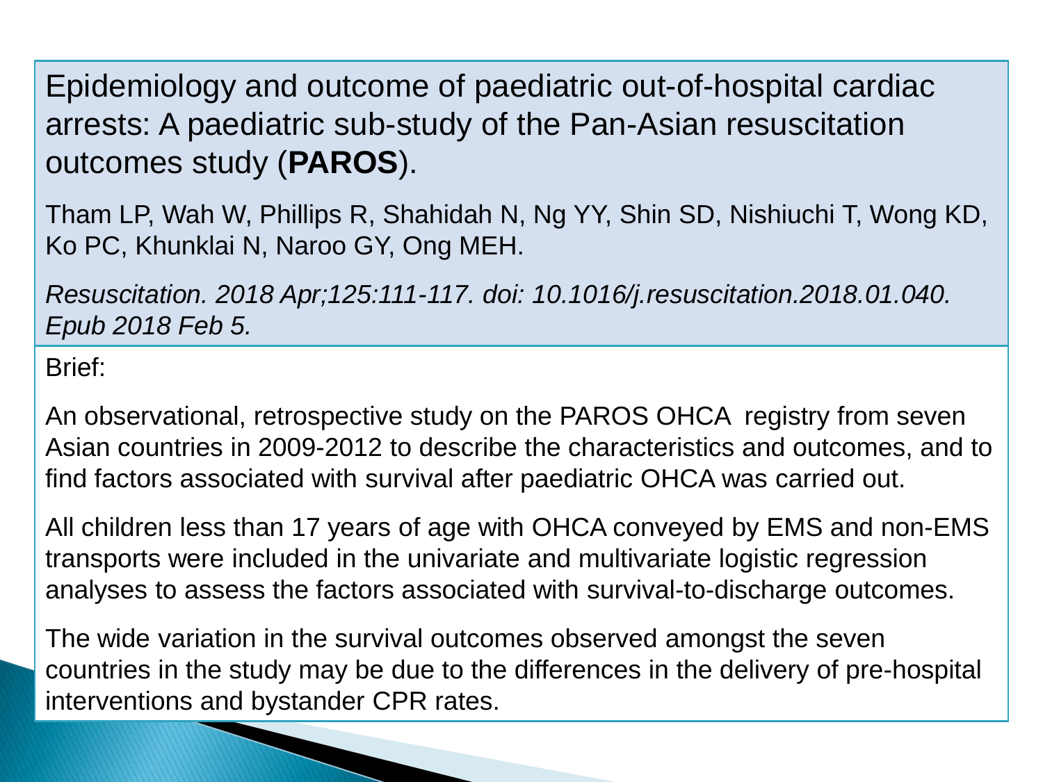Epidemiology and outcome of paediatric out-of-hospital cardiac arrests: A paediatric sub-study of the Pan-Asian resuscitation outcomes study (**PAROS**).

Tham LP, Wah W, Phillips R, Shahidah N, Ng YY, Shin SD, Nishiuchi T, Wong KD, Ko PC, Khunklai N, Naroo GY, Ong MEH.

*Resuscitation. 2018 Apr;125:111-117. doi: 10.1016/j.resuscitation.2018.01.040. Epub 2018 Feb 5.*

Brief:

An observational, retrospective study on the PAROS OHCA registry from seven Asian countries in 2009-2012 to describe the characteristics and outcomes, and to find factors associated with survival after paediatric OHCA was carried out.

All children less than 17 years of age with OHCA conveyed by EMS and non-EMS transports were included in the univariate and multivariate logistic regression analyses to assess the factors associated with survival-to-discharge outcomes.

The wide variation in the survival outcomes observed amongst the seven countries in the study may be due to the differences in the delivery of pre-hospital interventions and bystander CPR rates.